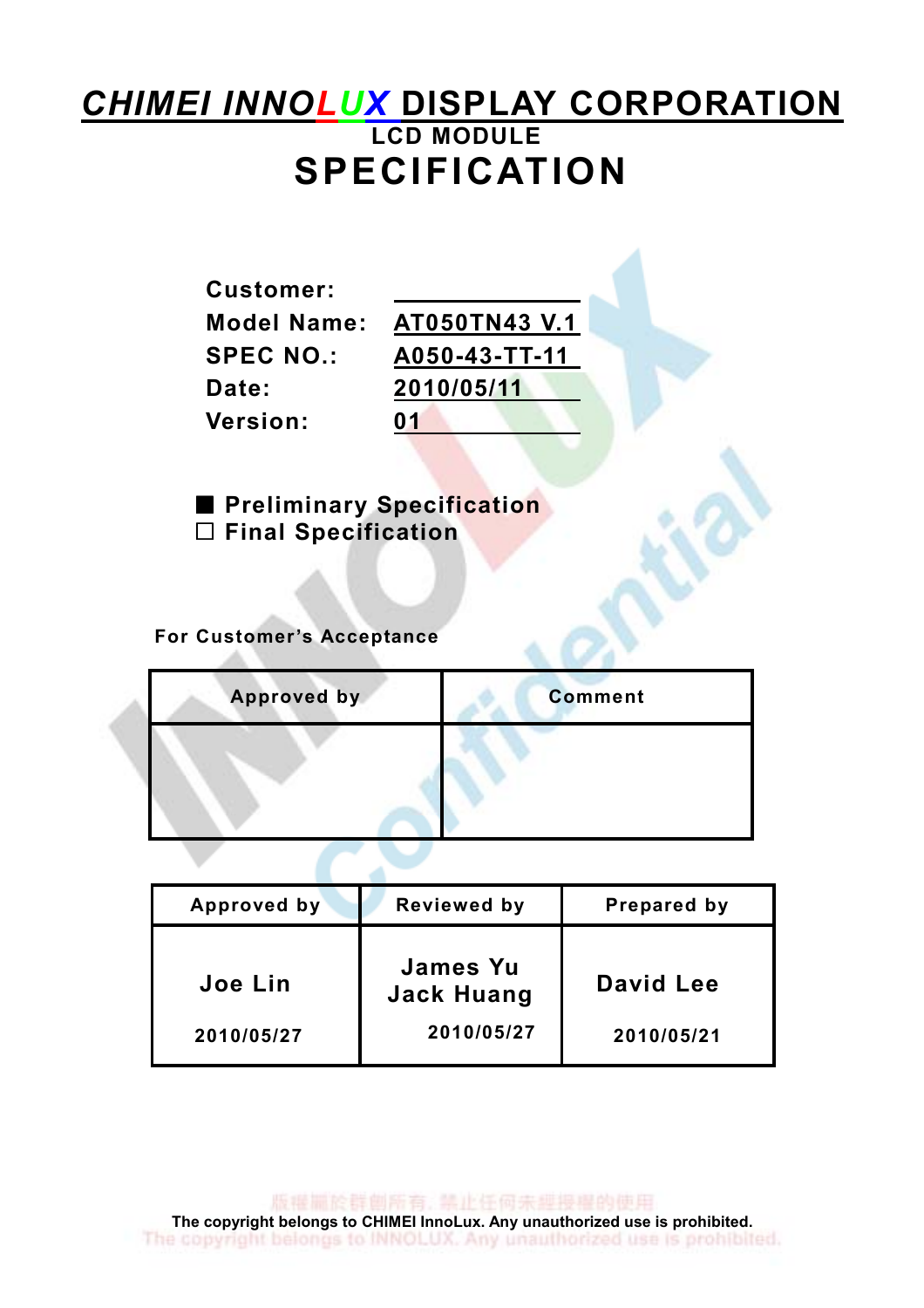# CHIMEI INNOLUX DISPLAY CORPORATION

## LCD MODULE

# SPECIFICATION

| | |
|---|---|
| **Customer:** | |
| **Model Name:** | AT050TN43 V.1 |
| **SPEC NO.:** | A050-43-TT-11 |
| **Date:** | 2010/05/11 |
| **Version:** | 01 |

■ **Preliminary Specification**

□ **Final Specification**

**For Customer's Acceptance**

| Approved by | Comment |
|---|---|
| | |

| Approved by | Reviewed by | Prepared by |
|---|---|---|
| Joe Lin<br>2010/05/27 | James Yu<br>Jack Huang<br>2010/05/27 | David Lee<br>2010/05/21 |

The copyright belongs to CHIMEI InnoLux. Any unauthorized use is prohibited.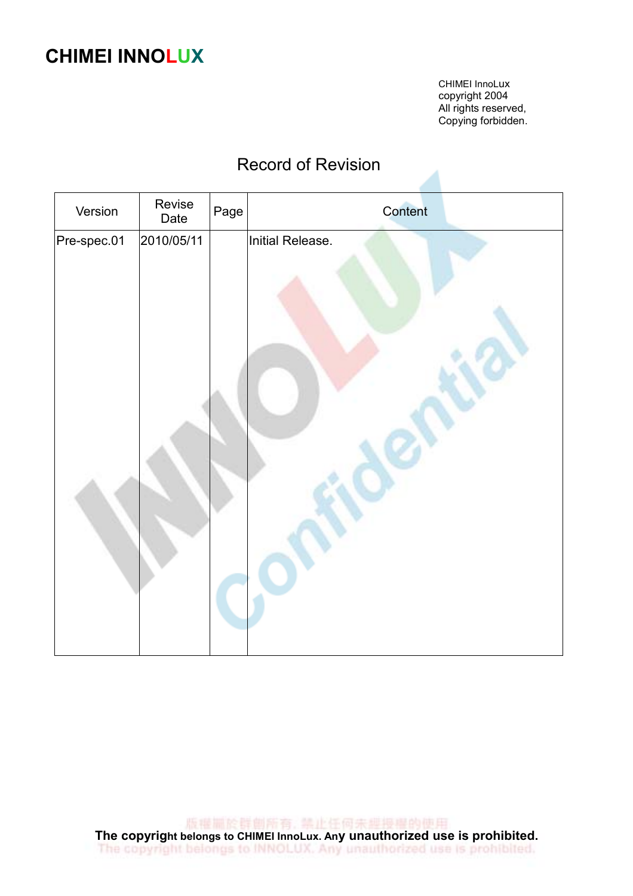# CHIMEI INNOLUX

CHIMEI InnoLux
copyright 2004
All rights reserved,
Copying forbidden.

## Record of Revision

| Version | Revise Date | Page | Content |
|---|---|---|---|
| Pre-spec.01 | 2010/05/11 | | Initial Release. |

The copyright belongs to CHIMEI InnoLux. Any unauthorized use is prohibited.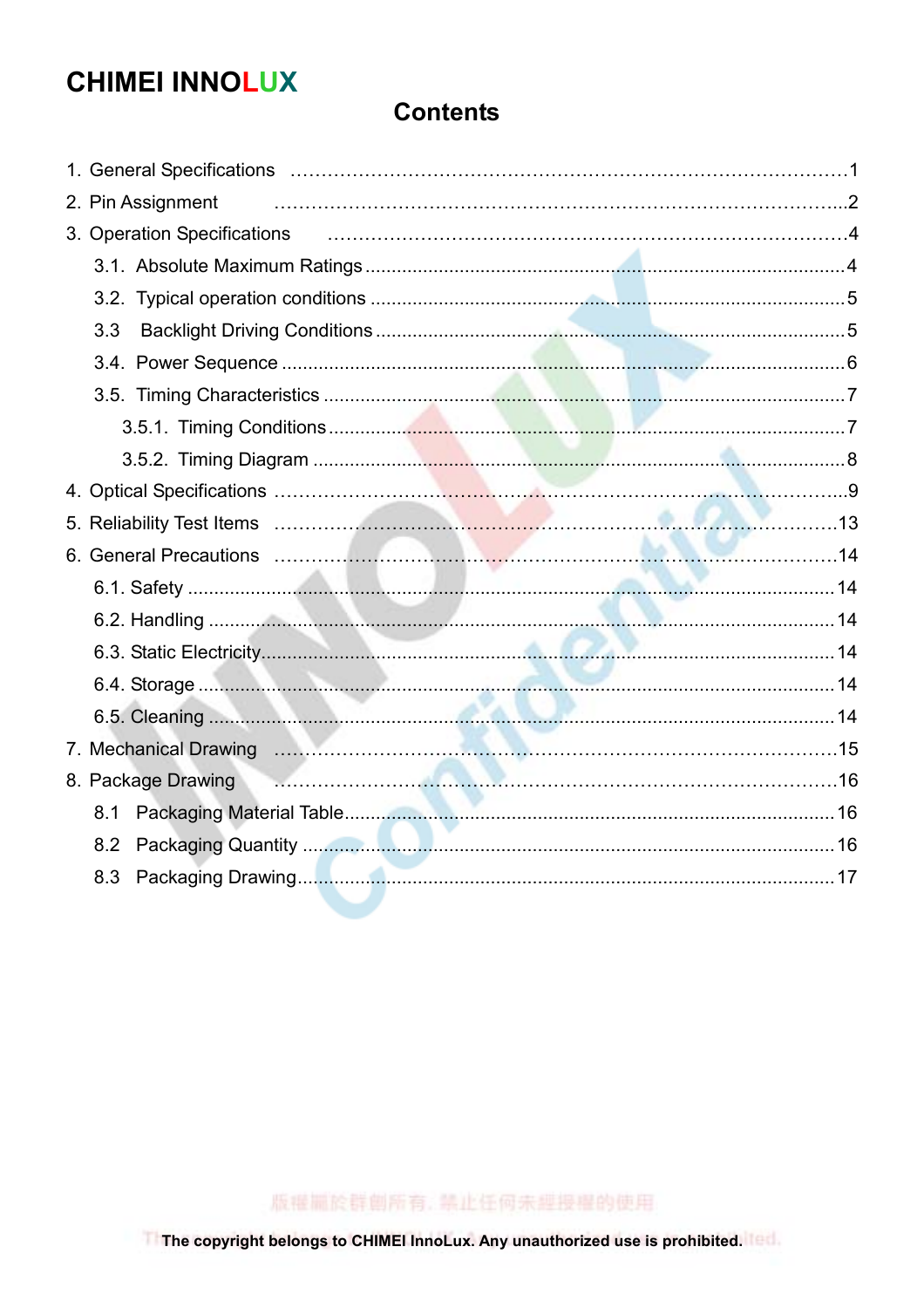# Contents

1. General Specifications ........................................................................1
2. Pin Assignment ........................................................................2
3. Operation Specifications ........................................................................4
   - 3.1. Absolute Maximum Ratings ........................................................................4
   - 3.2. Typical operation conditions ........................................................................5
   - 3.3 Backlight Driving Conditions ........................................................................5
   - 3.4. Power Sequence ........................................................................6
   - 3.5. Timing Characteristics ........................................................................7
     - 3.5.1. Timing Conditions ........................................................................7
     - 3.5.2. Timing Diagram ........................................................................8
4. Optical Specifications ........................................................................9
5. Reliability Test Items ........................................................................13
6. General Precautions ........................................................................14
   - 6.1. Safety ........................................................................14
   - 6.2. Handling ........................................................................14
   - 6.3. Static Electricity ........................................................................14
   - 6.4. Storage ........................................................................14
   - 6.5. Cleaning ........................................................................14
7. Mechanical Drawing ........................................................................15
8. Package Drawing ........................................................................16
   - 8.1 Packaging Material Table ........................................................................16
   - 8.2 Packaging Quantity ........................................................................16
   - 8.3 Packaging Drawing ........................................................................17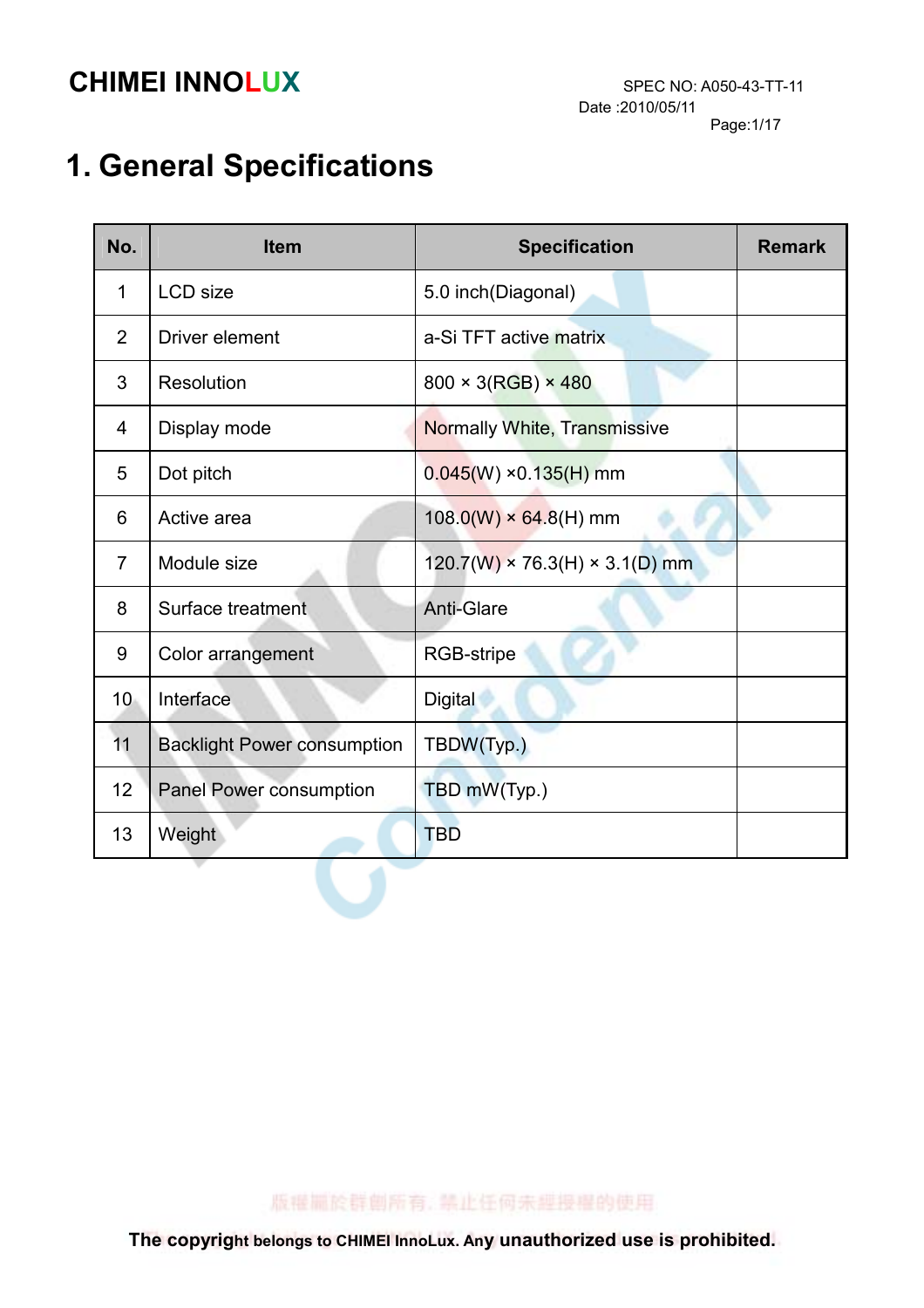# 1. General Specifications

| No. | Item | Specification | Remark |
|---|---|---|---|
| 1 | LCD size | 5.0 inch(Diagonal) | |
| 2 | Driver element | a-Si TFT active matrix | |
| 3 | Resolution | 800 × 3(RGB) × 480 | |
| 4 | Display mode | Normally White, Transmissive | |
| 5 | Dot pitch | 0.045(W) ×0.135(H) mm | |
| 6 | Active area | 108.0(W) × 64.8(H) mm | |
| 7 | Module size | 120.7(W) × 76.3(H) × 3.1(D) mm | |
| 8 | Surface treatment | Anti-Glare | |
| 9 | Color arrangement | RGB-stripe | |
| 10 | Interface | Digital | |
| 11 | Backlight Power consumption | TBDW(Typ.) | |
| 12 | Panel Power consumption | TBD mW(Typ.) | |
| 13 | Weight | TBD | |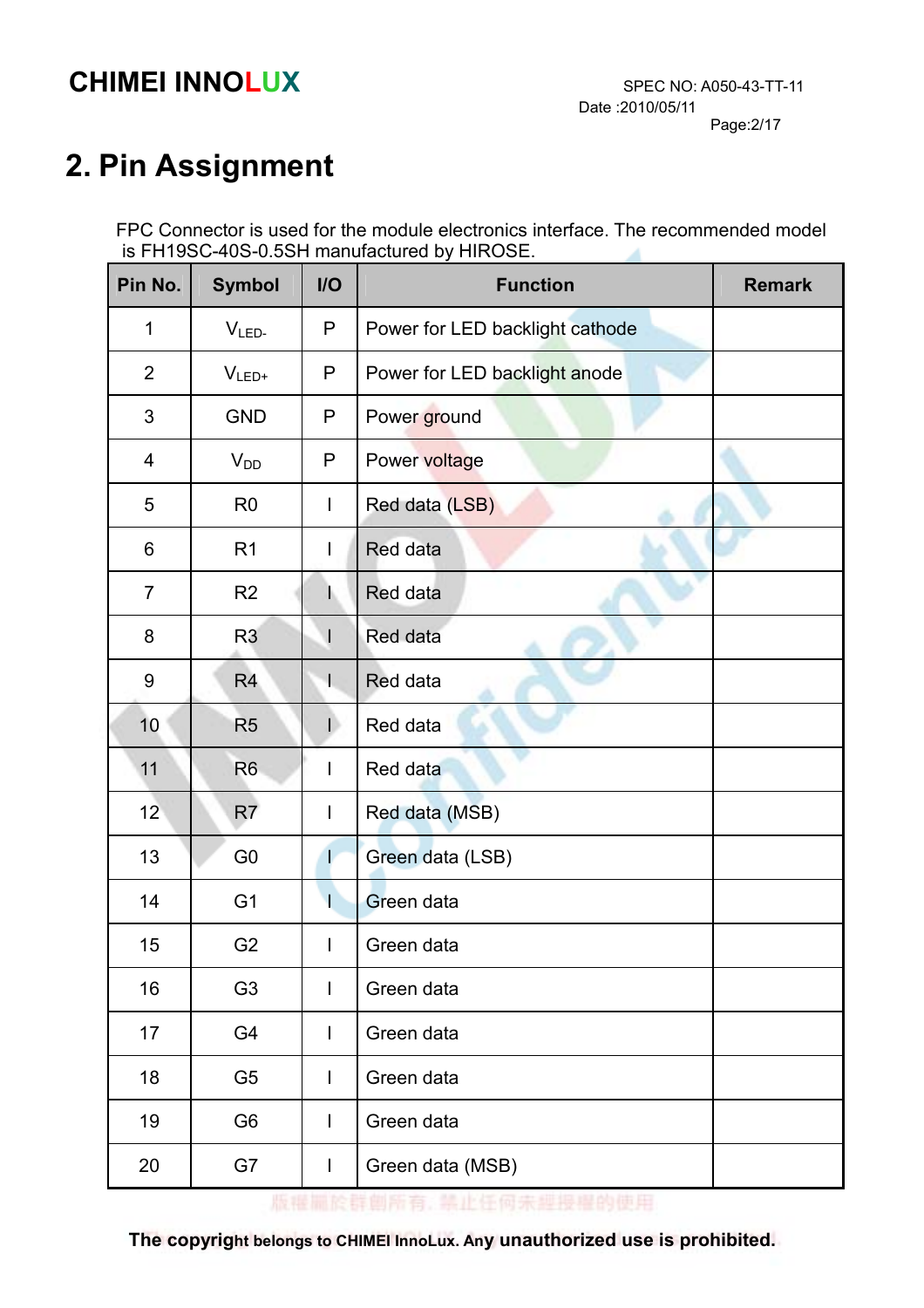# 2. Pin Assignment

FPC Connector is used for the module electronics interface. The recommended model is FH19SC-40S-0.5SH manufactured by HIROSE.

| Pin No. | Symbol | I/O | Function | Remark |
|---|---|---|---|---|
| 1 | $V_{LED-}$ | P | Power for LED backlight cathode | |
| 2 | $V_{LED+}$ | P | Power for LED backlight anode | |
| 3 | GND | P | Power ground | |
| 4 | $V_{DD}$ | P | Power voltage | |
| 5 | R0 | I | Red data (LSB) | |
| 6 | R1 | I | Red data | |
| 7 | R2 | I | Red data | |
| 8 | R3 | I | Red data | |
| 9 | R4 | I | Red data | |
| 10 | R5 | I | Red data | |
| 11 | R6 | I | Red data | |
| 12 | R7 | I | Red data (MSB) | |
| 13 | G0 | I | Green data (LSB) | |
| 14 | G1 | I | Green data | |
| 15 | G2 | I | Green data | |
| 16 | G3 | I | Green data | |
| 17 | G4 | I | Green data | |
| 18 | G5 | I | Green data | |
| 19 | G6 | I | Green data | |
| 20 | G7 | I | Green data (MSB) | |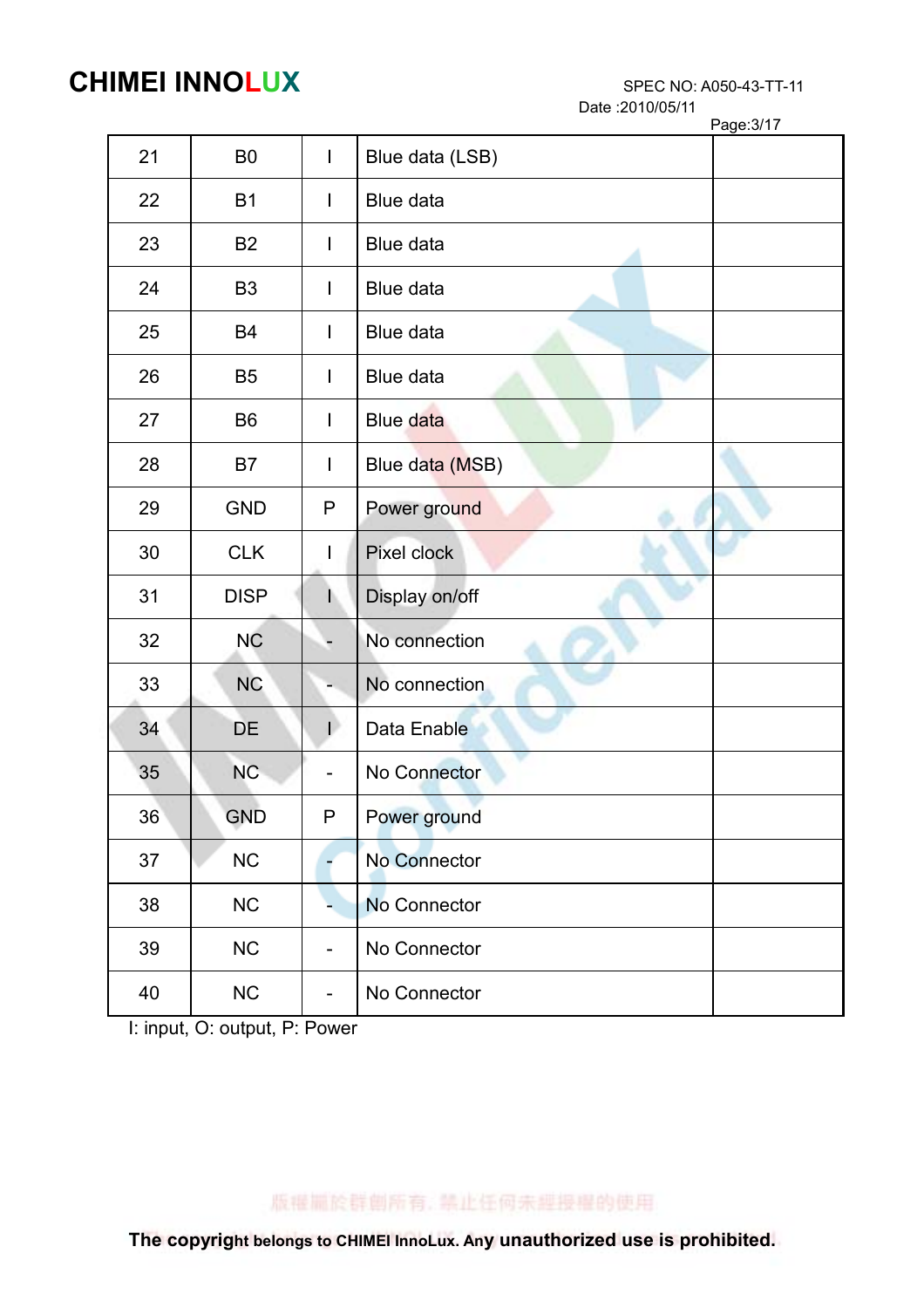| 21 | B0 | I | Blue data (LSB) | |
|---|---|---|---|---|
| 22 | B1 | I | Blue data | |
| 23 | B2 | I | Blue data | |
| 24 | B3 | I | Blue data | |
| 25 | B4 | I | Blue data | |
| 26 | B5 | I | Blue data | |
| 27 | B6 | I | Blue data | |
| 28 | B7 | I | Blue data (MSB) | |
| 29 | GND | P | Power ground | |
| 30 | CLK | I | Pixel clock | |
| 31 | DISP | I | Display on/off | |
| 32 | NC | - | No connection | |
| 33 | NC | - | No connection | |
| 34 | DE | I | Data Enable | |
| 35 | NC | - | No Connector | |
| 36 | GND | P | Power ground | |
| 37 | NC | - | No Connector | |
| 38 | NC | - | No Connector | |
| 39 | NC | - | No Connector | |
| 40 | NC | - | No Connector | |

I: input, O: output, P: Power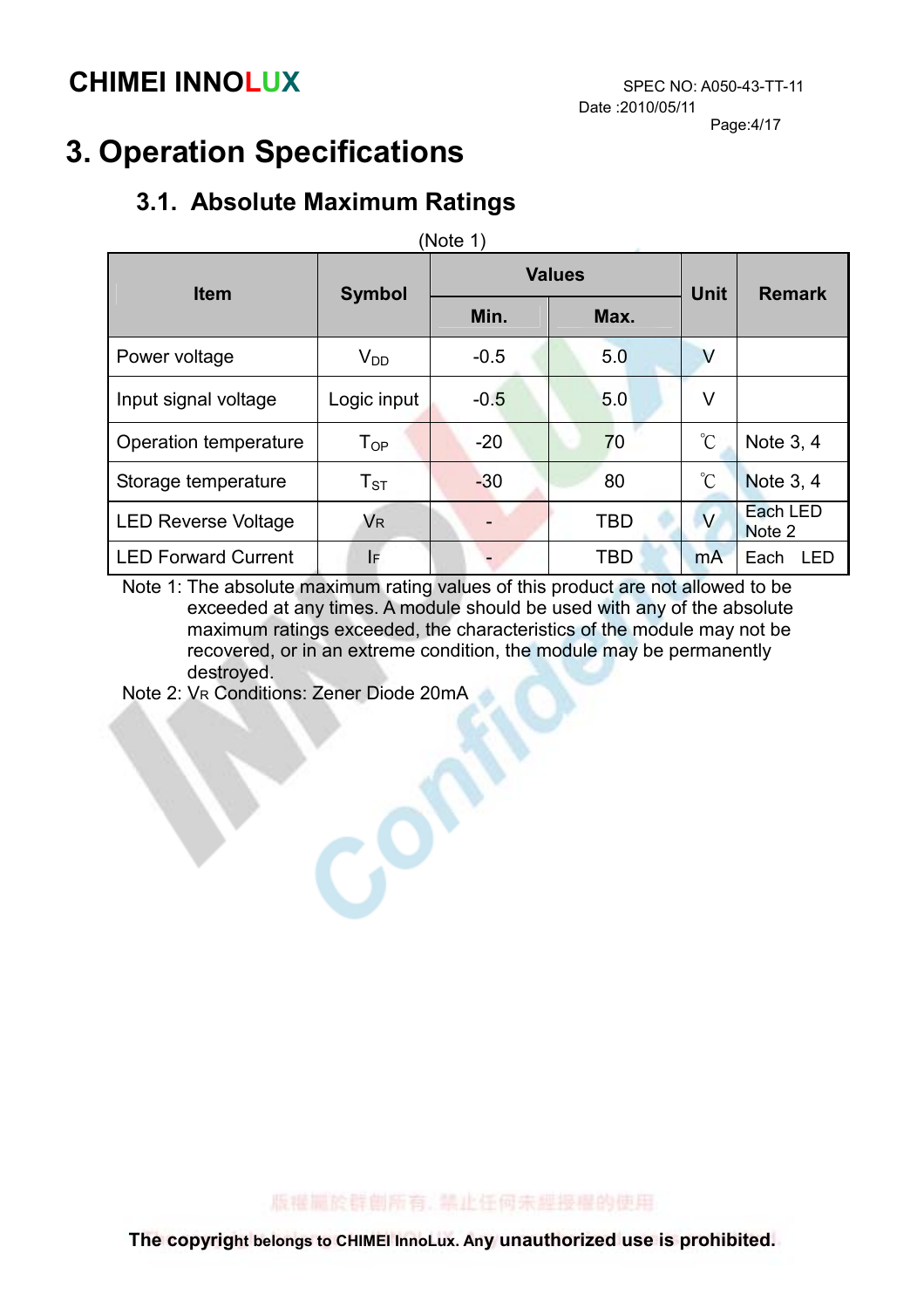# 3. Operation Specifications

## 3.1. Absolute Maximum Ratings

(Note 1)

| Item | Symbol | Values | | Unit | Remark |
|---|---|---|---|---|---|
| | | Min. | Max. | | |
| Power voltage | $V_{DD}$ | -0.5 | 5.0 | V | |
| Input signal voltage | Logic input | -0.5 | 5.0 | V | |
| Operation temperature | $T_{OP}$ | -20 | 70 | ℃ | Note 3, 4 |
| Storage temperature | $T_{ST}$ | -30 | 80 | ℃ | Note 3, 4 |
| LED Reverse Voltage | $V_R$ | - | TBD | V | Each LED Note 2 |
| LED Forward Current | $I_F$ | - | TBD | mA | Each LED |

Note 1: The absolute maximum rating values of this product are not allowed to be exceeded at any times. A module should be used with any of the absolute maximum ratings exceeded, the characteristics of the module may not be recovered, or in an extreme condition, the module may be permanently destroyed.

Note 2: $V_R$ Conditions: Zener Diode 20mA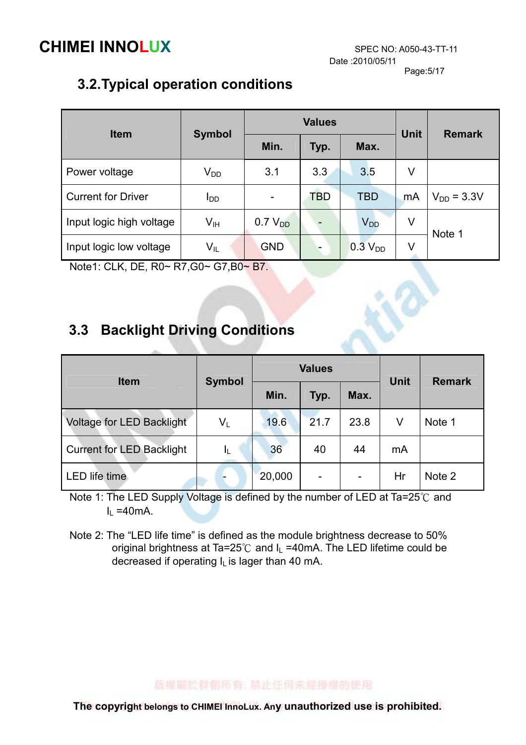## 3.2.Typical operation conditions

| Item | Symbol | Values | | | Unit | Remark |
|---|---|---|---|---|---|---|
| | | Min. | Typ. | Max. | | |
| Power voltage | $V_{DD}$ | 3.1 | 3.3 | 3.5 | V | |
| Current for Driver | $I_{DD}$ | - | TBD | TBD | mA | $V_{DD}$ = 3.3V |
| Input logic high voltage | $V_{IH}$ | 0.7 $V_{DD}$ | - | $V_{DD}$ | V | Note 1 |
| Input logic low voltage | $V_{IL}$ | GND | - | 0.3 $V_{DD}$ | V | |

Note1: CLK, DE, R0~ R7,G0~ G7,B0~ B7.

## 3.3 Backlight Driving Conditions

| Item | Symbol | Values | | | Unit | Remark |
|---|---|---|---|---|---|---|
| | | Min. | Typ. | Max. | | |
| Voltage for LED Backlight | $V_L$ | 19.6 | 21.7 | 23.8 | V | Note 1 |
| Current for LED Backlight | $I_L$ | 36 | 40 | 44 | mA | |
| LED life time | - | 20,000 | - | - | Hr | Note 2 |

Note 1: The LED Supply Voltage is defined by the number of LED at Ta=25℃ and $I_L$ =40mA.

Note 2: The "LED life time" is defined as the module brightness decrease to 50% original brightness at Ta=25℃ and $I_L$ =40mA. The LED lifetime could be decreased if operating $I_L$ is lager than 40 mA.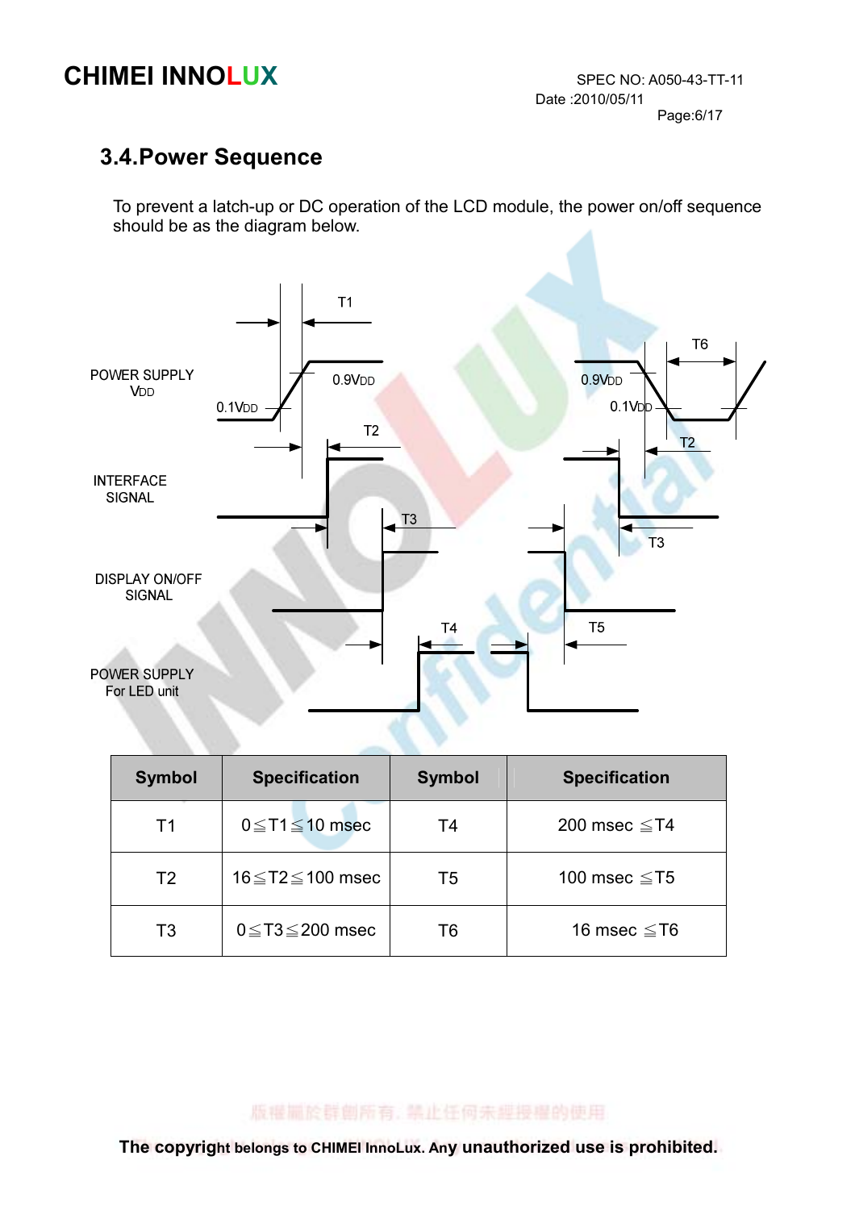## 3.4.Power Sequence

To prevent a latch-up or DC operation of the LCD module, the power on/off sequence should be as the diagram below.

| Symbol | Specification | Symbol | Specification |
|---|---|---|---|
| T1 | 0≦T1≦10 msec | T4 | 200 msec ≦T4 |
| T2 | 16≦T2≦100 msec | T5 | 100 msec ≦T5 |
| T3 | 0≦T3≦200 msec | T6 | 16 msec ≦T6 |

The copyright belongs to CHIMEI InnoLux. Any unauthorized use is prohibited.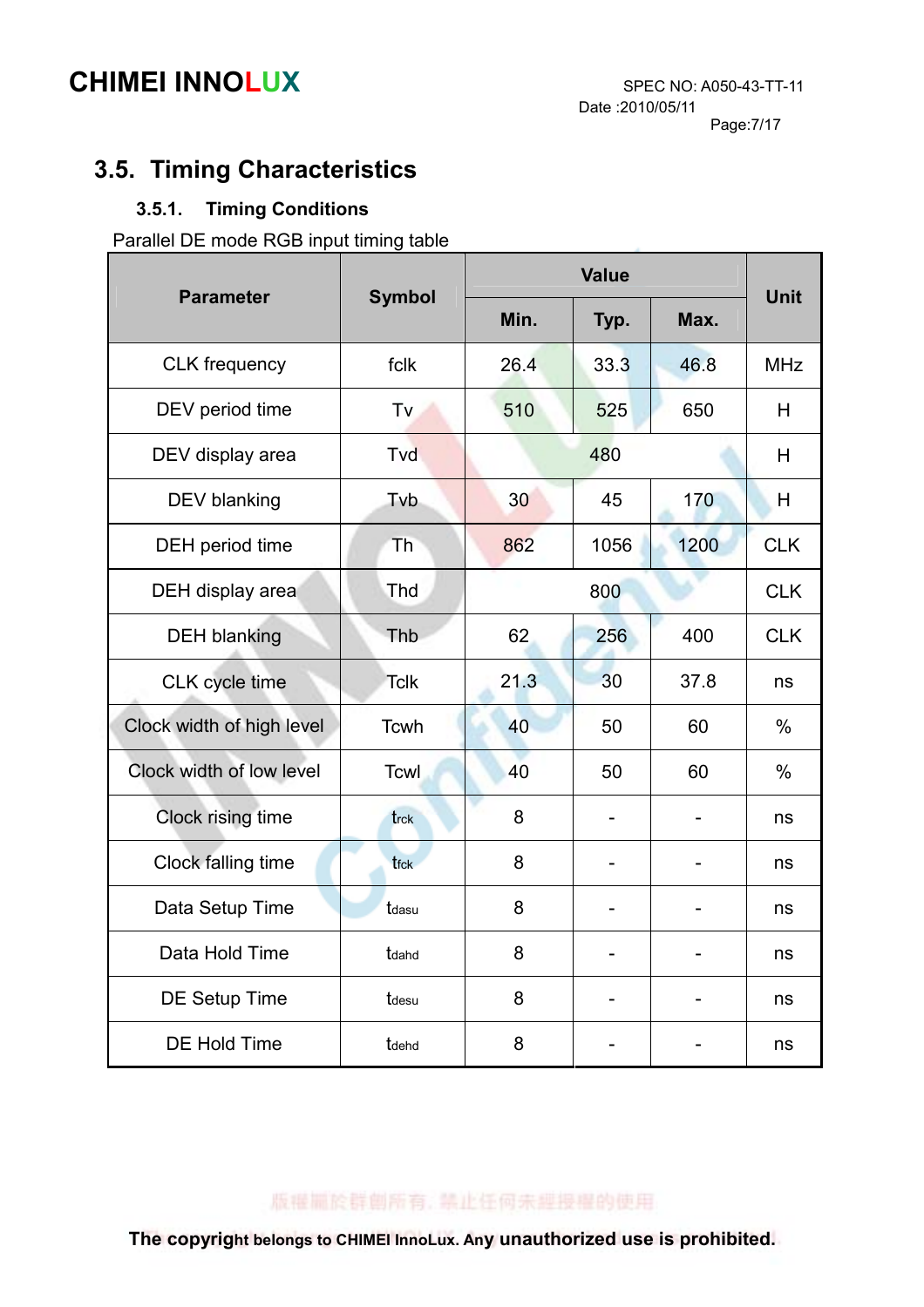## 3.5. Timing Characteristics

### 3.5.1. Timing Conditions

Parallel DE mode RGB input timing table

| Parameter | Symbol | Value | | | Unit |
|---|---|---|---|---|---|
| | | Min. | Typ. | Max. | |
| CLK frequency | fclk | 26.4 | 33.3 | 46.8 | MHz |
| DEV period time | Tv | 510 | 525 | 650 | H |
| DEV display area | Tvd | | 480 | | H |
| DEV blanking | Tvb | 30 | 45 | 170 | H |
| DEH period time | Th | 862 | 1056 | 1200 | CLK |
| DEH display area | Thd | | 800 | | CLK |
| DEH blanking | Thb | 62 | 256 | 400 | CLK |
| CLK cycle time | Tclk | 21.3 | 30 | 37.8 | ns |
| Clock width of high level | Tcwh | 40 | 50 | 60 | % |
| Clock width of low level | Tcwl | 40 | 50 | 60 | % |
| Clock rising time | $t_{rck}$ | 8 | - | - | ns |
| Clock falling time | $t_{fck}$ | 8 | - | - | ns |
| Data Setup Time | $t_{dasu}$ | 8 | - | - | ns |
| Data Hold Time | $t_{dahd}$ | 8 | - | - | ns |
| DE Setup Time | $t_{desu}$ | 8 | - | - | ns |
| DE Hold Time | $t_{dehd}$ | 8 | - | - | ns |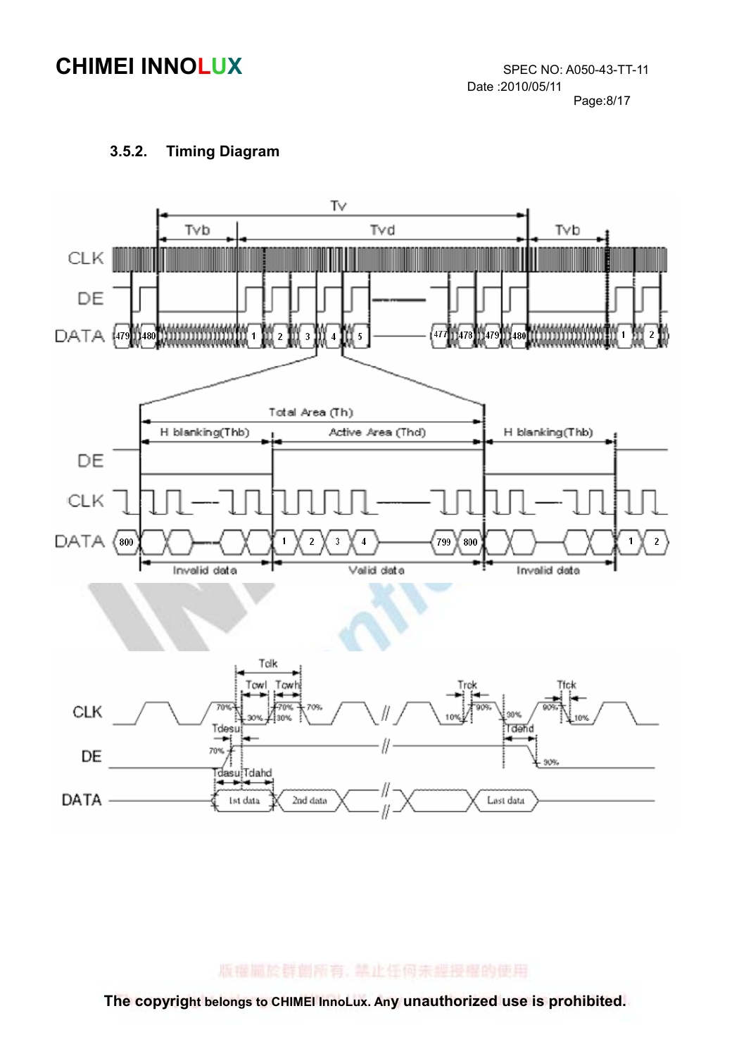### 3.5.2. Timing Diagram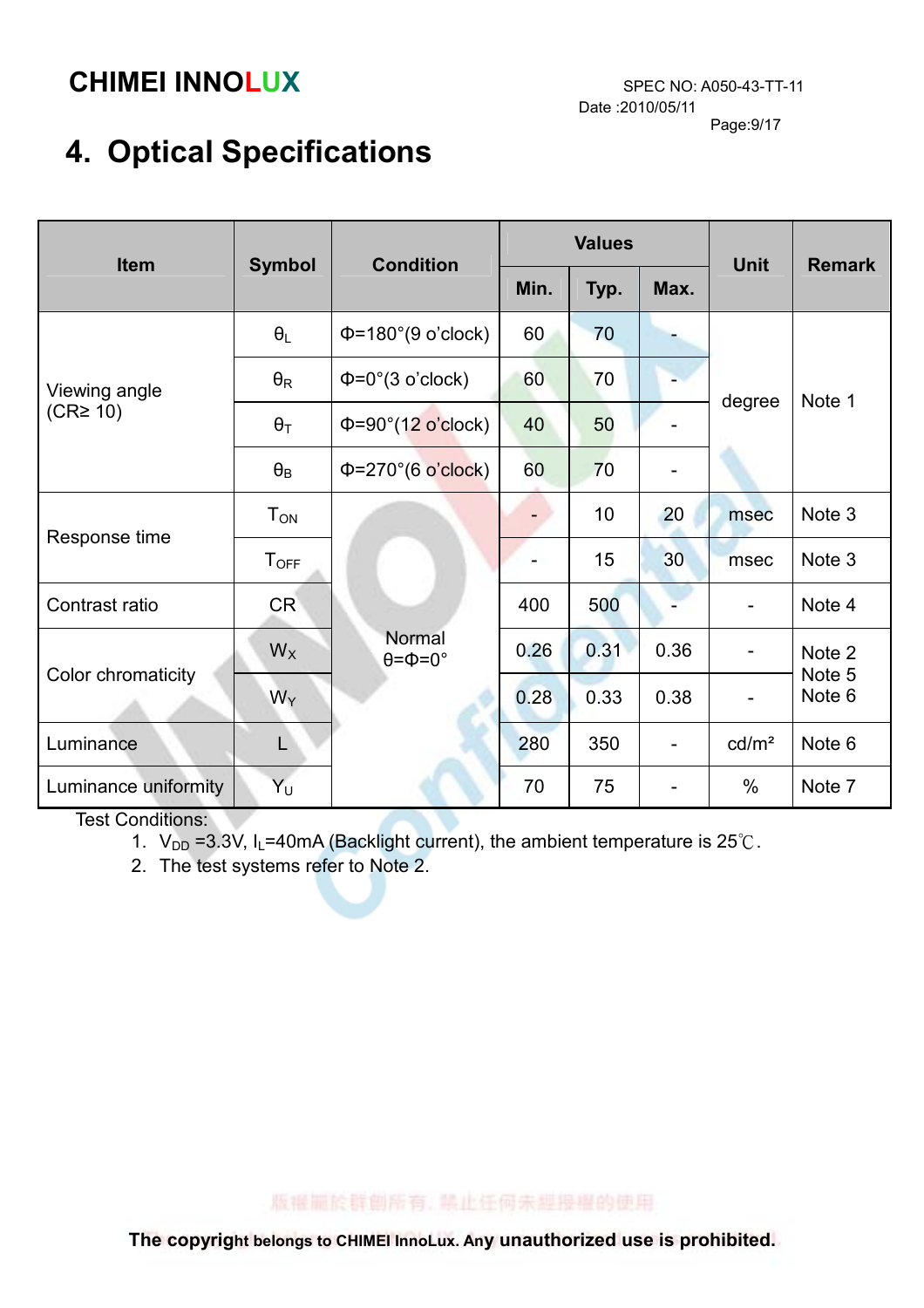# 4. Optical Specifications

| Item | Symbol | Condition | Values | | | Unit | Remark |
|---|---|---|---|---|---|---|---|
| | | | Min. | Typ. | Max. | | |
| Viewing angle (CR≥ 10) | $\theta_L$ | Φ=180°(9 o'clock) | 60 | 70 | - | degree | Note 1 |
| | $\theta_R$ | Φ=0°(3 o'clock) | 60 | 70 | - | | |
| | $\theta_T$ | Φ=90°(12 o'clock) | 40 | 50 | - | | |
| | $\theta_B$ | Φ=270°(6 o'clock) | 60 | 70 | - | | |
| Response time | $T_{ON}$ | Normal θ=Φ=0° | - | 10 | 20 | msec | Note 3 |
| | $T_{OFF}$ | | - | 15 | 30 | msec | Note 3 |
| Contrast ratio | CR | | 400 | 500 | - | - | Note 4 |
| Color chromaticity | $W_X$ | | 0.26 | 0.31 | 0.36 | - | Note 2 Note 5 Note 6 |
| | $W_Y$ | | 0.28 | 0.33 | 0.38 | - | |
| Luminance | L | | 280 | 350 | - | cd/m² | Note 6 |
| Luminance uniformity | $Y_U$ | | 70 | 75 | - | % | Note 7 |

Test Conditions:

1. $V_{DD}$ =3.3V, $I_L$=40mA (Backlight current), the ambient temperature is 25℃.
2. The test systems refer to Note 2.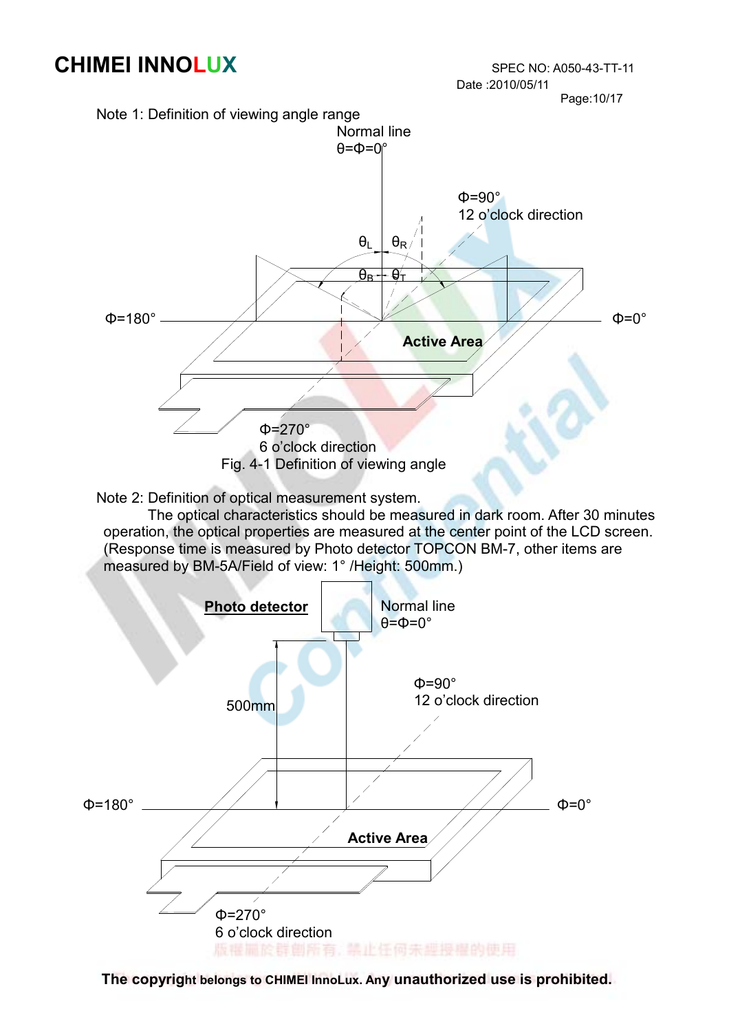Note 1: Definition of viewing angle range

Fig. 4-1 Definition of viewing angle

Note 2: Definition of optical measurement system.

The optical characteristics should be measured in dark room. After 30 minutes operation, the optical properties are measured at the center point of the LCD screen. (Response time is measured by Photo detector TOPCON BM-7, other items are measured by BM-5A/Field of view: 1° /Height: 500mm.)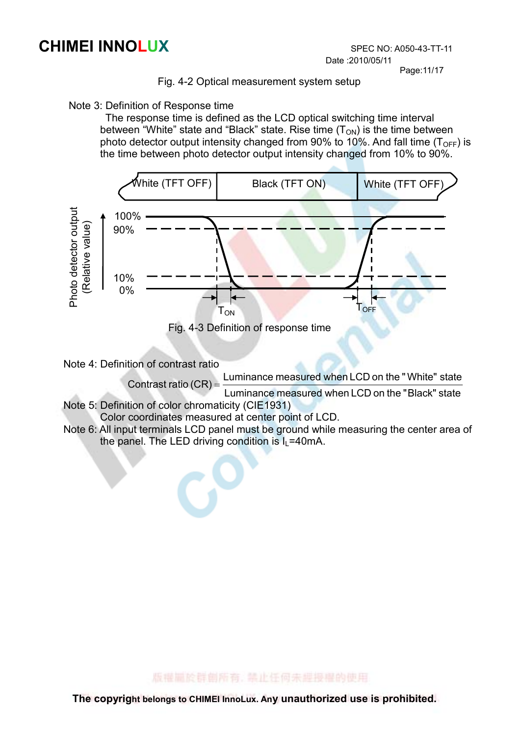Fig. 4-2 Optical measurement system setup

Note 3: Definition of Response time

The response time is defined as the LCD optical switching time interval between “White” state and “Black” state. Rise time ($T_{ON}$) is the time between photo detector output intensity changed from 90% to 10%. And fall time ($T_{OFF}$) is the time between photo detector output intensity changed from 10% to 90%.

White (TFT OFF) | Black (TFT ON) | White (TFT OFF)

Photo detector output (Relative value)

100%
90%
10%
0%

$T_{ON}$   $T_{OFF}$

Fig. 4-3 Definition of response time

Note 4: Definition of contrast ratio

$$\text{Contrast ratio (CR)} = \frac{\text{Luminance measured when LCD on the "White" state}}{\text{Luminance measured when LCD on the "Black" state}}$$

Note 5: Definition of color chromaticity (CIE1931)

Color coordinates measured at center point of LCD.

Note 6: All input terminals LCD panel must be ground while measuring the center area of the panel. The LED driving condition is $I_L$=40mA.

版權屬於群創所有，禁止任何未經授權的使用

**The copyright belongs to CHIMEI InnoLux. Any unauthorized use is prohibited.**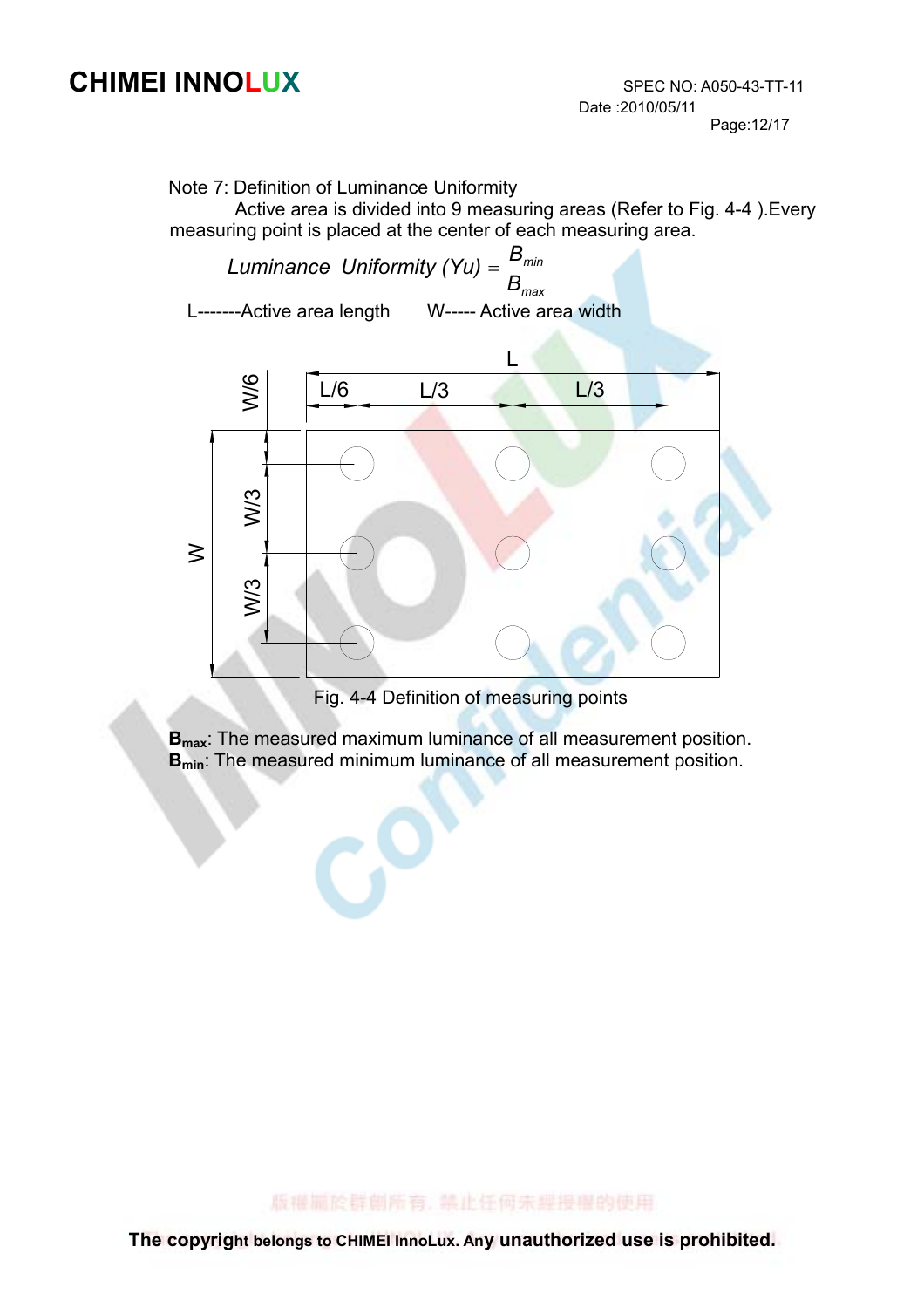Note 7: Definition of Luminance Uniformity

Active area is divided into 9 measuring areas (Refer to Fig. 4-4 ).Every measuring point is placed at the center of each measuring area.

$$Luminance\ \ Uniformity\ (Yu) = \frac{B_{min}}{B_{max}}$$

L-------Active area length W----- Active area width

Fig. 4-4 Definition of measuring points

**$B_{max}$**: The measured maximum luminance of all measurement position.
**$B_{min}$**: The measured minimum luminance of all measurement position.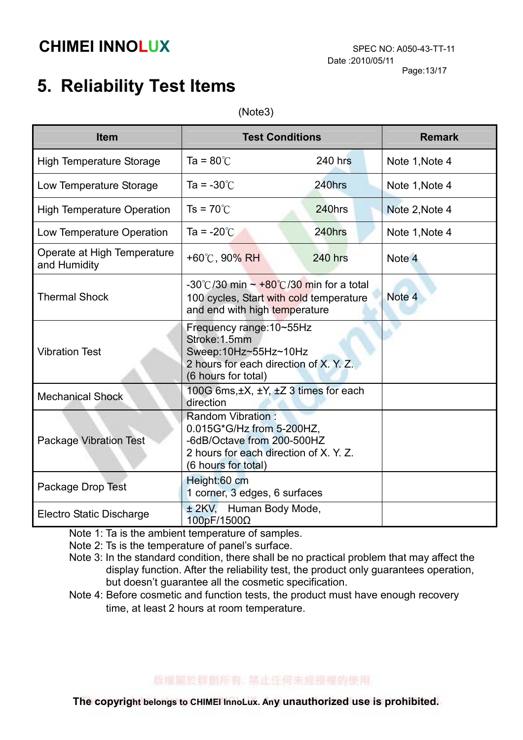# 5. Reliability Test Items

(Note3)

| Item | Test Conditions | Remark |
|---|---|---|
| High Temperature Storage | Ta = 80℃ 240 hrs | Note 1,Note 4 |
| Low Temperature Storage | Ta = -30℃ 240hrs | Note 1,Note 4 |
| High Temperature Operation | Ts = 70℃ 240hrs | Note 2,Note 4 |
| Low Temperature Operation | Ta = -20℃ 240hrs | Note 1,Note 4 |
| Operate at High Temperature and Humidity | +60℃, 90% RH 240 hrs | Note 4 |
| Thermal Shock | -30℃/30 min ~ +80℃/30 min for a total 100 cycles, Start with cold temperature and end with high temperature | Note 4 |
| Vibration Test | Frequency range:10~55Hz<br>Stroke:1.5mm<br>Sweep:10Hz~55Hz~10Hz<br>2 hours for each direction of X. Y. Z.<br>(6 hours for total) | |
| Mechanical Shock | 100G 6ms,±X, ±Y, ±Z 3 times for each direction | |
| Package Vibration Test | Random Vibration :<br>0.015G*G/Hz from 5-200HZ,<br>-6dB/Octave from 200-500HZ<br>2 hours for each direction of X. Y. Z.<br>(6 hours for total) | |
| Package Drop Test | Height:60 cm<br>1 corner, 3 edges, 6 surfaces | |
| Electro Static Discharge | ± 2KV, Human Body Mode, 100pF/1500Ω | |

Note 1: Ta is the ambient temperature of samples.

Note 2: Ts is the temperature of panel's surface.

Note 3: In the standard condition, there shall be no practical problem that may affect the display function. After the reliability test, the product only guarantees operation, but doesn't guarantee all the cosmetic specification.

Note 4: Before cosmetic and function tests, the product must have enough recovery time, at least 2 hours at room temperature.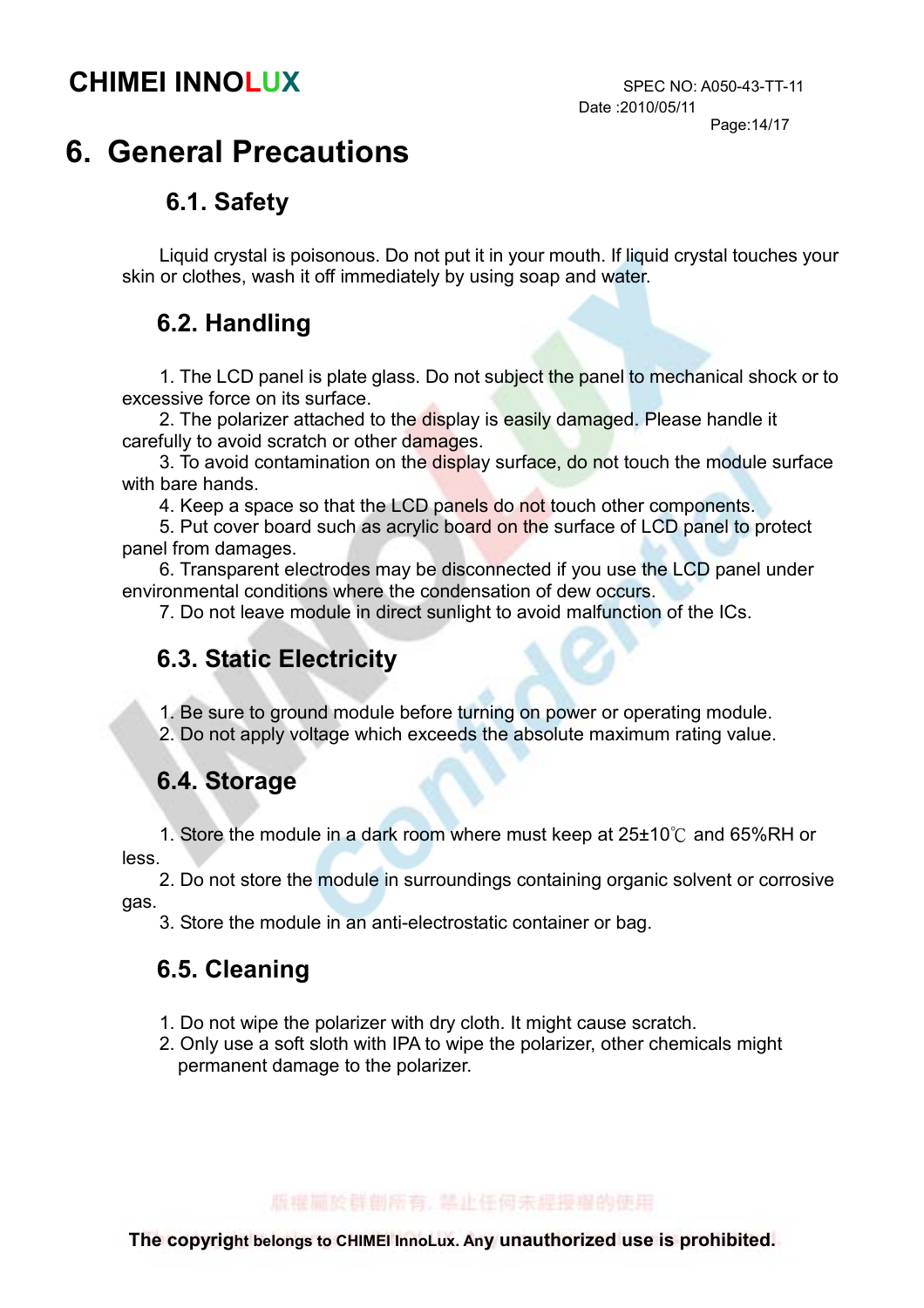# 6. General Precautions

## 6.1. Safety

Liquid crystal is poisonous. Do not put it in your mouth. If liquid crystal touches your skin or clothes, wash it off immediately by using soap and water.

## 6.2. Handling

1. The LCD panel is plate glass. Do not subject the panel to mechanical shock or to excessive force on its surface.
2. The polarizer attached to the display is easily damaged. Please handle it carefully to avoid scratch or other damages.
3. To avoid contamination on the display surface, do not touch the module surface with bare hands.
4. Keep a space so that the LCD panels do not touch other components.
5. Put cover board such as acrylic board on the surface of LCD panel to protect panel from damages.
6. Transparent electrodes may be disconnected if you use the LCD panel under environmental conditions where the condensation of dew occurs.
7. Do not leave module in direct sunlight to avoid malfunction of the ICs.

## 6.3. Static Electricity

1. Be sure to ground module before turning on power or operating module.
2. Do not apply voltage which exceeds the absolute maximum rating value.

## 6.4. Storage

1. Store the module in a dark room where must keep at 25±10℃ and 65%RH or less.
2. Do not store the module in surroundings containing organic solvent or corrosive gas.
3. Store the module in an anti-electrostatic container or bag.

## 6.5. Cleaning

1. Do not wipe the polarizer with dry cloth. It might cause scratch.
2. Only use a soft sloth with IPA to wipe the polarizer, other chemicals might permanent damage to the polarizer.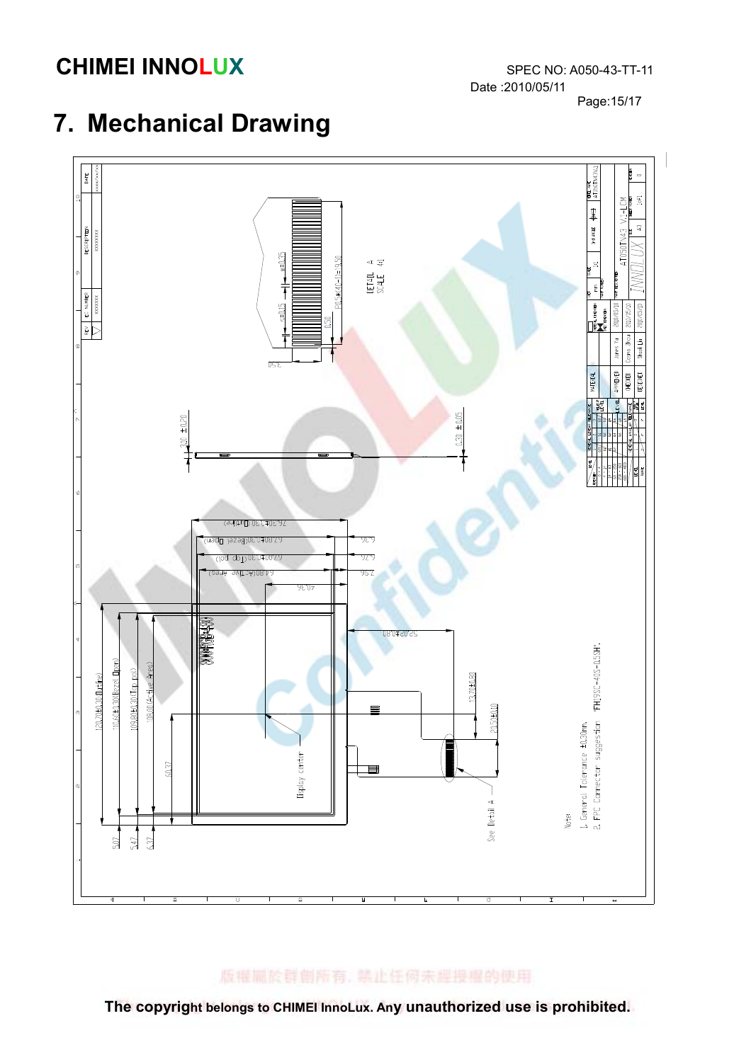# 7. Mechanical Drawing

Note:

1. General Tolerance ±0.30mm.
2. FPC Connector suggestion: FH19SC-40S-0.5SH.

The copyright belongs to CHIMEI InnoLux. Any unauthorized use is prohibited.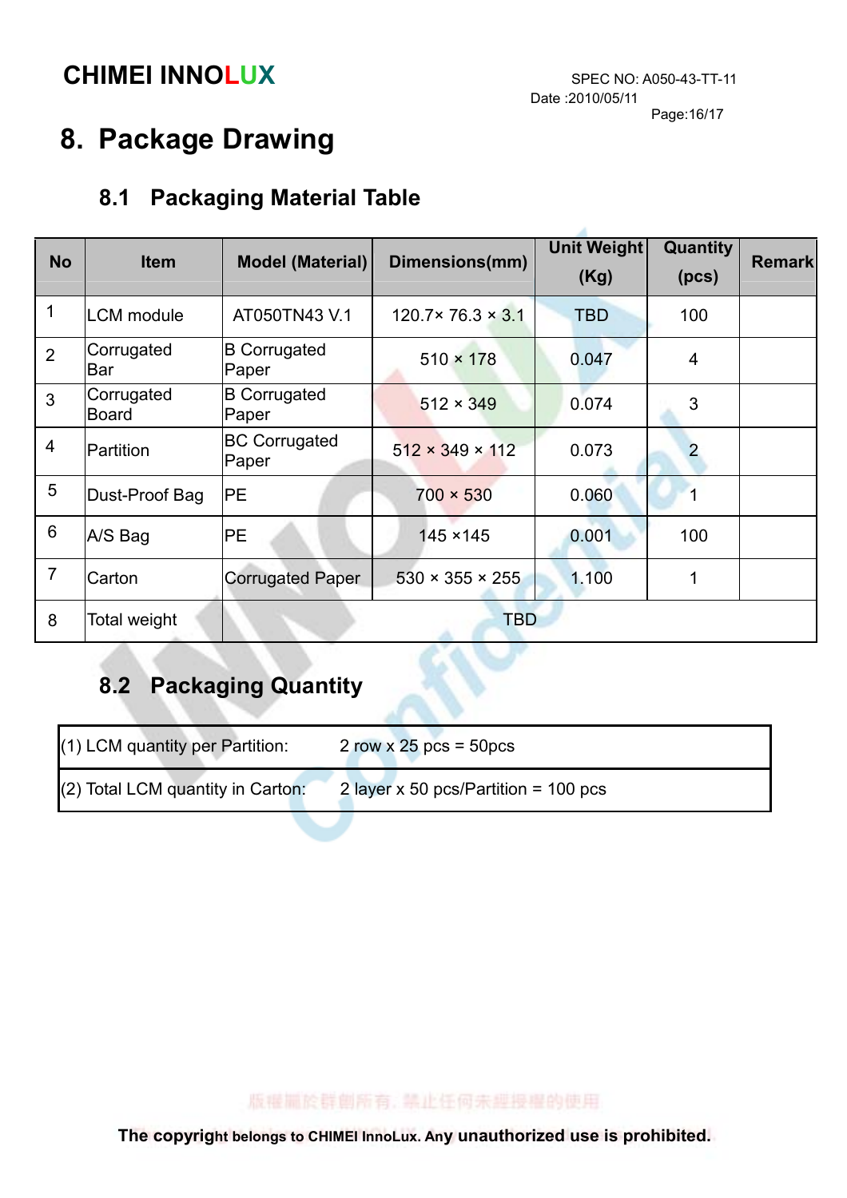# 8. Package Drawing

## 8.1 Packaging Material Table

| No | Item | Model (Material) | Dimensions(mm) | Unit Weight (Kg) | Quantity (pcs) | Remark |
|---|---|---|---|---|---|---|
| 1 | LCM module | AT050TN43 V.1 | 120.7× 76.3 × 3.1 | TBD | 100 | |
| 2 | Corrugated Bar | B Corrugated Paper | 510 × 178 | 0.047 | 4 | |
| 3 | Corrugated Board | B Corrugated Paper | 512 × 349 | 0.074 | 3 | |
| 4 | Partition | BC Corrugated Paper | 512 × 349 × 112 | 0.073 | 2 | |
| 5 | Dust-Proof Bag | PE | 700 × 530 | 0.060 | 1 | |
| 6 | A/S Bag | PE | 145 ×145 | 0.001 | 100 | |
| 7 | Carton | Corrugated Paper | 530 × 355 × 255 | 1.100 | 1 | |
| 8 | Total weight | TBD | | | | |

## 8.2 Packaging Quantity

| (1) LCM quantity per Partition: | 2 row x 25 pcs = 50pcs |
|---|---|
| (2) Total LCM quantity in Carton: | 2 layer x 50 pcs/Partition = 100 pcs |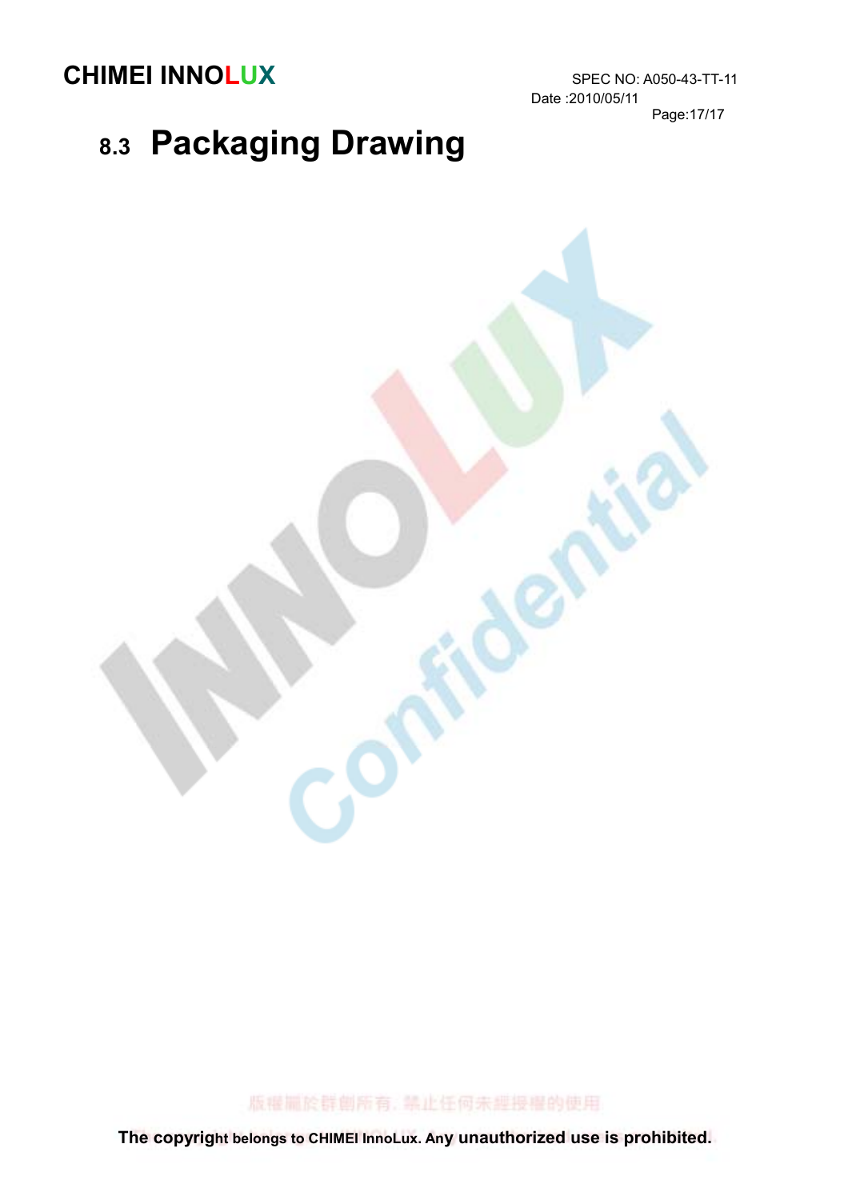## 8.3 Packaging Drawing